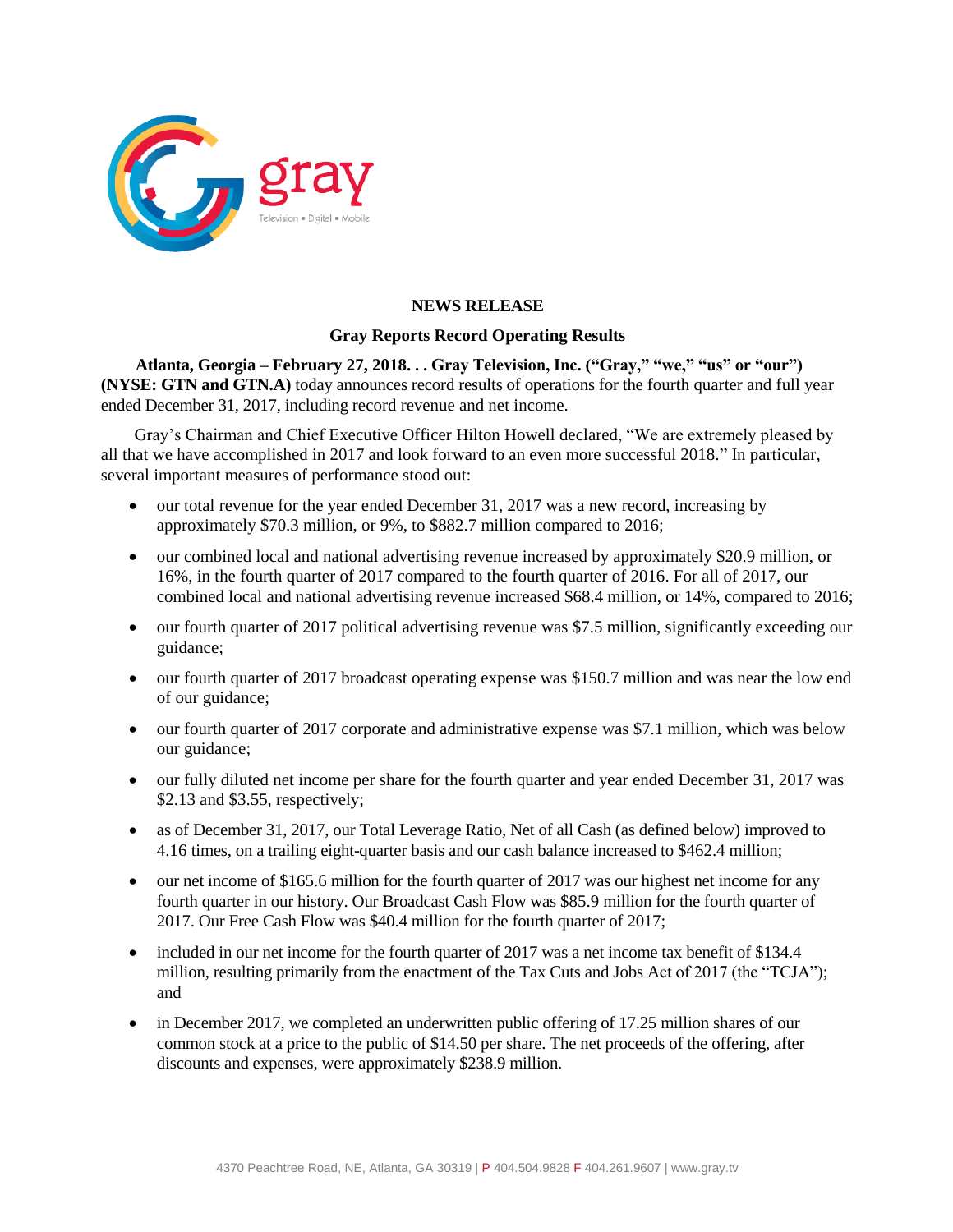**NEWS RELEASE**

**Gray Reports Record Operating Results**

**Atlanta, Georgia – February 27, 2018. . . Gray Television, Inc. ("Gray," "we," "us" or "our") (NYSE: GTN and GTN.A)** today announces record results of operations for the fourth quarter and full year ended December 31, 2017, including record revenue and net income.

Gray's Chairman and Chief Executive Officer Hilton Howell declared, "We are extremely pleased by all that we have accomplished in 2017 and look forward to an even more successful 2018." In particular, several important measures of performance stood out:

- our total revenue for the year ended December 31, 2017 was a new record, increasing by approximately $70.3 million, or 9%, to $882.7 million compared to 2016;
- our combined local and national advertising revenue increased by approximately $20.9 million, or 16%, in the fourth quarter of 2017 compared to the fourth quarter of 2016. For all of 2017, our combined local and national advertising revenue increased $68.4 million, or 14%, compared to 2016;
- our fourth quarter of 2017 political advertising revenue was $7.5 million, significantly exceeding our guidance;
- our fourth quarter of 2017 broadcast operating expense was $150.7 million and was near the low end of our guidance;
- our fourth quarter of 2017 corporate and administrative expense was $7.1 million, which was below our guidance;
- our fully diluted net income per share for the fourth quarter and year ended December 31, 2017 was $2.13 and $3.55, respectively;
- as of December 31, 2017, our Total Leverage Ratio, Net of all Cash (as defined below) improved to 4.16 times, on a trailing eight-quarter basis and our cash balance increased to $462.4 million;
- our net income of $165.6 million for the fourth quarter of 2017 was our highest net income for any fourth quarter in our history. Our Broadcast Cash Flow was $85.9 million for the fourth quarter of 2017. Our Free Cash Flow was $40.4 million for the fourth quarter of 2017;
- included in our net income for the fourth quarter of 2017 was a net income tax benefit of $134.4 million, resulting primarily from the enactment of the Tax Cuts and Jobs Act of 2017 (the "TCJA"); and
- in December 2017, we completed an underwritten public offering of 17.25 million shares of our common stock at a price to the public of $14.50 per share. The net proceeds of the offering, after discounts and expenses, were approximately $238.9 million.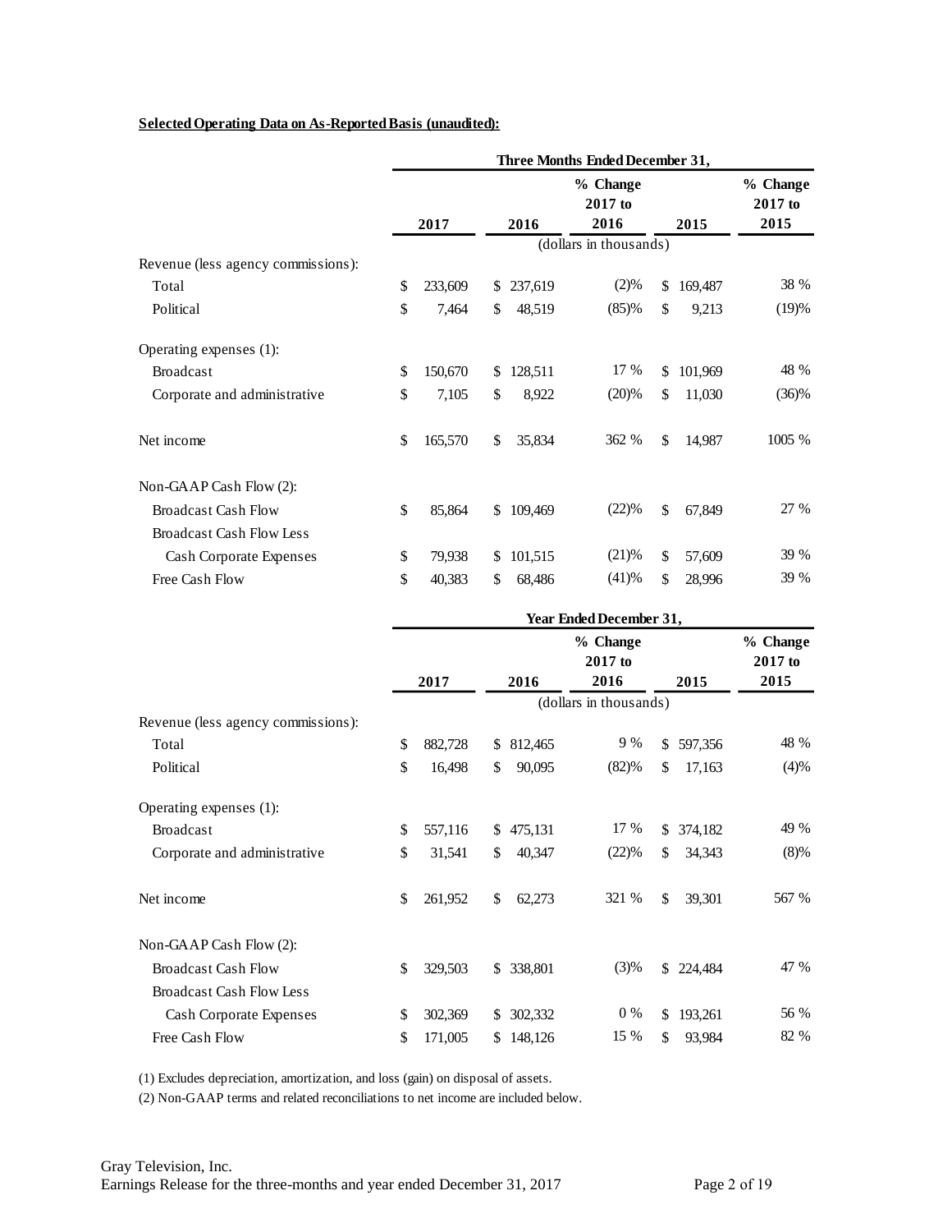**Selected Operating Data on As-Reported Basis (unaudited):**

| | Three Months Ended December 31, | | | | |
|---|---|---|---|---|---|
| | 2017 | 2016 | % Change 2017 to 2016 | 2015 | % Change 2017 to 2015 |
| | (dollars in thousands) | | | | |
| Revenue (less agency commissions): | | | | | |
| Total | $ 233,609 | $ 237,619 | (2)% | $ 169,487 | 38 % |
| Political | $ 7,464 | $ 48,519 | (85)% | $ 9,213 | (19)% |
| Operating expenses (1): | | | | | |
| Broadcast | $ 150,670 | $ 128,511 | 17 % | $ 101,969 | 48 % |
| Corporate and administrative | $ 7,105 | $ 8,922 | (20)% | $ 11,030 | (36)% |
| Net income | $ 165,570 | $ 35,834 | 362 % | $ 14,987 | 1005 % |
| Non-GAAP Cash Flow (2): | | | | | |
| Broadcast Cash Flow | $ 85,864 | $ 109,469 | (22)% | $ 67,849 | 27 % |
| Broadcast Cash Flow Less Cash Corporate Expenses | $ 79,938 | $ 101,515 | (21)% | $ 57,609 | 39 % |
| Free Cash Flow | $ 40,383 | $ 68,486 | (41)% | $ 28,996 | 39 % |

| | Year Ended December 31, | | | | |
|---|---|---|---|---|---|
| | 2017 | 2016 | % Change 2017 to 2016 | 2015 | % Change 2017 to 2015 |
| | (dollars in thousands) | | | | |
| Revenue (less agency commissions): | | | | | |
| Total | $ 882,728 | $ 812,465 | 9 % | $ 597,356 | 48 % |
| Political | $ 16,498 | $ 90,095 | (82)% | $ 17,163 | (4)% |
| Operating expenses (1): | | | | | |
| Broadcast | $ 557,116 | $ 475,131 | 17 % | $ 374,182 | 49 % |
| Corporate and administrative | $ 31,541 | $ 40,347 | (22)% | $ 34,343 | (8)% |
| Net income | $ 261,952 | $ 62,273 | 321 % | $ 39,301 | 567 % |
| Non-GAAP Cash Flow (2): | | | | | |
| Broadcast Cash Flow | $ 329,503 | $ 338,801 | (3)% | $ 224,484 | 47 % |
| Broadcast Cash Flow Less Cash Corporate Expenses | $ 302,369 | $ 302,332 | 0 % | $ 193,261 | 56 % |
| Free Cash Flow | $ 171,005 | $ 148,126 | 15 % | $ 93,984 | 82 % |

(1) Excludes depreciation, amortization, and loss (gain) on disposal of assets.

(2) Non-GAAP terms and related reconciliations to net income are included below.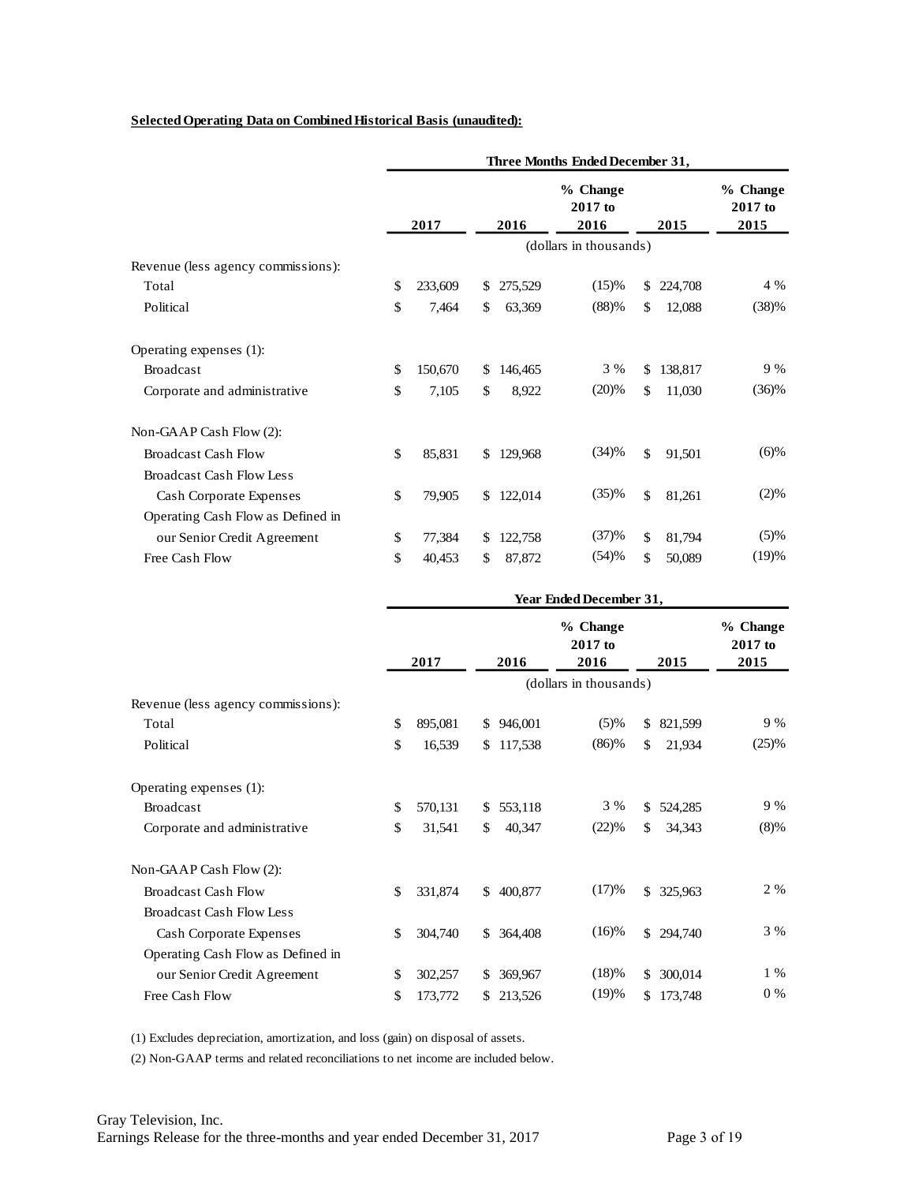**Selected Operating Data on Combined Historical Basis (unaudited):**

| | Three Months Ended December 31, | | | | |
|---|---|---|---|---|---|
| | 2017 | 2016 | % Change 2017 to 2016 | 2015 | % Change 2017 to 2015 |
| | (dollars in thousands) | | | | |
| Revenue (less agency commissions): | | | | | |
| Total | $ 233,609 | $ 275,529 | (15)% | $ 224,708 | 4 % |
| Political | $ 7,464 | $ 63,369 | (88)% | $ 12,088 | (38)% |
| Operating expenses (1): | | | | | |
| Broadcast | $ 150,670 | $ 146,465 | 3 % | $ 138,817 | 9 % |
| Corporate and administrative | $ 7,105 | $ 8,922 | (20)% | $ 11,030 | (36)% |
| Non-GAAP Cash Flow (2): | | | | | |
| Broadcast Cash Flow | $ 85,831 | $ 129,968 | (34)% | $ 91,501 | (6)% |
| Broadcast Cash Flow Less Cash Corporate Expenses | $ 79,905 | $ 122,014 | (35)% | $ 81,261 | (2)% |
| Operating Cash Flow as Defined in our Senior Credit Agreement | $ 77,384 | $ 122,758 | (37)% | $ 81,794 | (5)% |
| Free Cash Flow | $ 40,453 | $ 87,872 | (54)% | $ 50,089 | (19)% |

| | Year Ended December 31, | | | | |
|---|---|---|---|---|---|
| | 2017 | 2016 | % Change 2017 to 2016 | 2015 | % Change 2017 to 2015 |
| | (dollars in thousands) | | | | |
| Revenue (less agency commissions): | | | | | |
| Total | $ 895,081 | $ 946,001 | (5)% | $ 821,599 | 9 % |
| Political | $ 16,539 | $ 117,538 | (86)% | $ 21,934 | (25)% |
| Operating expenses (1): | | | | | |
| Broadcast | $ 570,131 | $ 553,118 | 3 % | $ 524,285 | 9 % |
| Corporate and administrative | $ 31,541 | $ 40,347 | (22)% | $ 34,343 | (8)% |
| Non-GAAP Cash Flow (2): | | | | | |
| Broadcast Cash Flow | $ 331,874 | $ 400,877 | (17)% | $ 325,963 | 2 % |
| Broadcast Cash Flow Less Cash Corporate Expenses | $ 304,740 | $ 364,408 | (16)% | $ 294,740 | 3 % |
| Operating Cash Flow as Defined in our Senior Credit Agreement | $ 302,257 | $ 369,967 | (18)% | $ 300,014 | 1 % |
| Free Cash Flow | $ 173,772 | $ 213,526 | (19)% | $ 173,748 | 0 % |

(1) Excludes depreciation, amortization, and loss (gain) on disposal of assets.

(2) Non-GAAP terms and related reconciliations to net income are included below.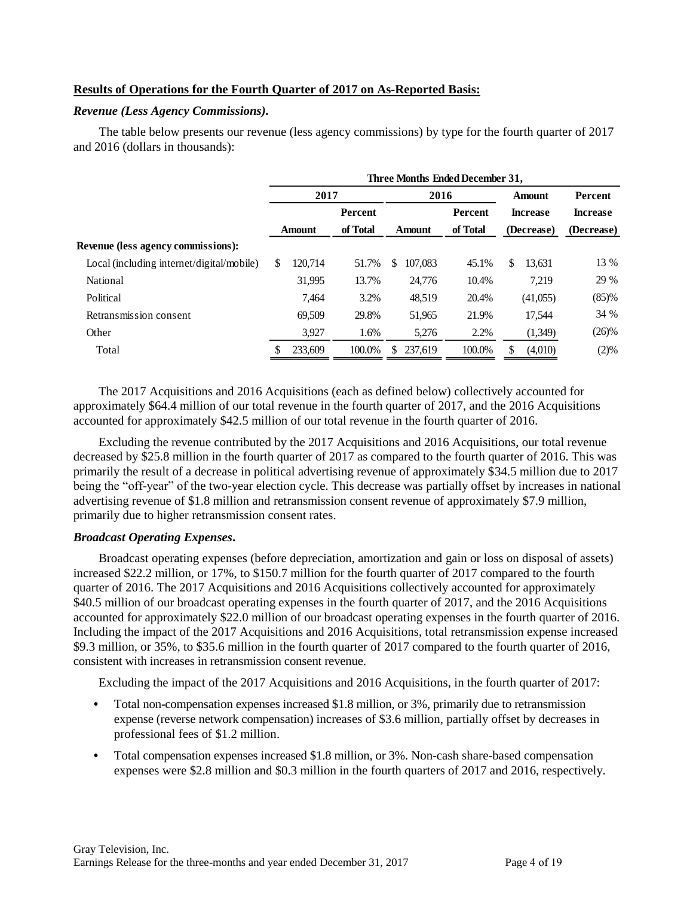**Results of Operations for the Fourth Quarter of 2017 on As-Reported Basis:**

***Revenue (Less Agency Commissions).***

The table below presents our revenue (less agency commissions) by type for the fourth quarter of 2017 and 2016 (dollars in thousands):

| | Three Months Ended December 31, | | | | | |
|---|---|---|---|---|---|---|
| | 2017 | | 2016 | | Amount | Percent |
| | Amount | Percent of Total | Amount | Percent of Total | Increase (Decrease) | Increase (Decrease) |
| **Revenue (less agency commissions):** | | | | | | |
| Local (including internet/digital/mobile) | $ 120,714 | 51.7% | $ 107,083 | 45.1% | $ 13,631 | 13 % |
| National | 31,995 | 13.7% | 24,776 | 10.4% | 7,219 | 29 % |
| Political | 7,464 | 3.2% | 48,519 | 20.4% | (41,055) | (85)% |
| Retransmission consent | 69,509 | 29.8% | 51,965 | 21.9% | 17,544 | 34 % |
| Other | 3,927 | 1.6% | 5,276 | 2.2% | (1,349) | (26)% |
| Total | $ 233,609 | 100.0% | $ 237,619 | 100.0% | $ (4,010) | (2)% |

The 2017 Acquisitions and 2016 Acquisitions (each as defined below) collectively accounted for approximately $64.4 million of our total revenue in the fourth quarter of 2017, and the 2016 Acquisitions accounted for approximately $42.5 million of our total revenue in the fourth quarter of 2016.

Excluding the revenue contributed by the 2017 Acquisitions and 2016 Acquisitions, our total revenue decreased by $25.8 million in the fourth quarter of 2017 as compared to the fourth quarter of 2016. This was primarily the result of a decrease in political advertising revenue of approximately $34.5 million due to 2017 being the "off-year" of the two-year election cycle. This decrease was partially offset by increases in national advertising revenue of $1.8 million and retransmission consent revenue of approximately $7.9 million, primarily due to higher retransmission consent rates.

***Broadcast Operating Expenses.***

Broadcast operating expenses (before depreciation, amortization and gain or loss on disposal of assets) increased $22.2 million, or 17%, to $150.7 million for the fourth quarter of 2017 compared to the fourth quarter of 2016. The 2017 Acquisitions and 2016 Acquisitions collectively accounted for approximately $40.5 million of our broadcast operating expenses in the fourth quarter of 2017, and the 2016 Acquisitions accounted for approximately $22.0 million of our broadcast operating expenses in the fourth quarter of 2016. Including the impact of the 2017 Acquisitions and 2016 Acquisitions, total retransmission expense increased $9.3 million, or 35%, to $35.6 million in the fourth quarter of 2017 compared to the fourth quarter of 2016, consistent with increases in retransmission consent revenue.

Excluding the impact of the 2017 Acquisitions and 2016 Acquisitions, in the fourth quarter of 2017:

- Total non-compensation expenses increased $1.8 million, or 3%, primarily due to retransmission expense (reverse network compensation) increases of $3.6 million, partially offset by decreases in professional fees of $1.2 million.
- Total compensation expenses increased $1.8 million, or 3%. Non-cash share-based compensation expenses were $2.8 million and $0.3 million in the fourth quarters of 2017 and 2016, respectively.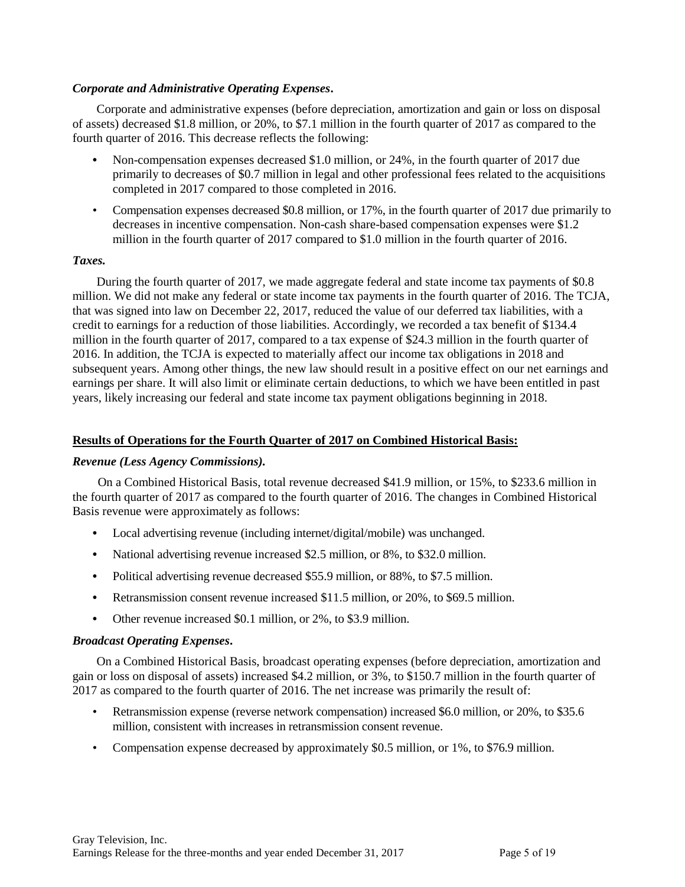***Corporate and Administrative Operating Expenses*.**

Corporate and administrative expenses (before depreciation, amortization and gain or loss on disposal of assets) decreased $1.8 million, or 20%, to $7.1 million in the fourth quarter of 2017 as compared to the fourth quarter of 2016. This decrease reflects the following:

- Non-compensation expenses decreased $1.0 million, or 24%, in the fourth quarter of 2017 due primarily to decreases of $0.7 million in legal and other professional fees related to the acquisitions completed in 2017 compared to those completed in 2016.
- Compensation expenses decreased $0.8 million, or 17%, in the fourth quarter of 2017 due primarily to decreases in incentive compensation. Non-cash share-based compensation expenses were $1.2 million in the fourth quarter of 2017 compared to $1.0 million in the fourth quarter of 2016.

***Taxes.***

During the fourth quarter of 2017, we made aggregate federal and state income tax payments of $0.8 million. We did not make any federal or state income tax payments in the fourth quarter of 2016. The TCJA, that was signed into law on December 22, 2017, reduced the value of our deferred tax liabilities, with a credit to earnings for a reduction of those liabilities. Accordingly, we recorded a tax benefit of $134.4 million in the fourth quarter of 2017, compared to a tax expense of $24.3 million in the fourth quarter of 2016. In addition, the TCJA is expected to materially affect our income tax obligations in 2018 and subsequent years. Among other things, the new law should result in a positive effect on our net earnings and earnings per share. It will also limit or eliminate certain deductions, to which we have been entitled in past years, likely increasing our federal and state income tax payment obligations beginning in 2018.

**Results of Operations for the Fourth Quarter of 2017 on Combined Historical Basis:**

***Revenue (Less Agency Commissions).***

On a Combined Historical Basis, total revenue decreased $41.9 million, or 15%, to $233.6 million in the fourth quarter of 2017 as compared to the fourth quarter of 2016. The changes in Combined Historical Basis revenue were approximately as follows:

- Local advertising revenue (including internet/digital/mobile) was unchanged.
- National advertising revenue increased $2.5 million, or 8%, to $32.0 million.
- Political advertising revenue decreased $55.9 million, or 88%, to $7.5 million.
- Retransmission consent revenue increased $11.5 million, or 20%, to $69.5 million.
- Other revenue increased $0.1 million, or 2%, to $3.9 million.

***Broadcast Operating Expenses*.**

On a Combined Historical Basis, broadcast operating expenses (before depreciation, amortization and gain or loss on disposal of assets) increased $4.2 million, or 3%, to $150.7 million in the fourth quarter of 2017 as compared to the fourth quarter of 2016. The net increase was primarily the result of:

- Retransmission expense (reverse network compensation) increased $6.0 million, or 20%, to $35.6 million, consistent with increases in retransmission consent revenue.
- Compensation expense decreased by approximately $0.5 million, or 1%, to $76.9 million.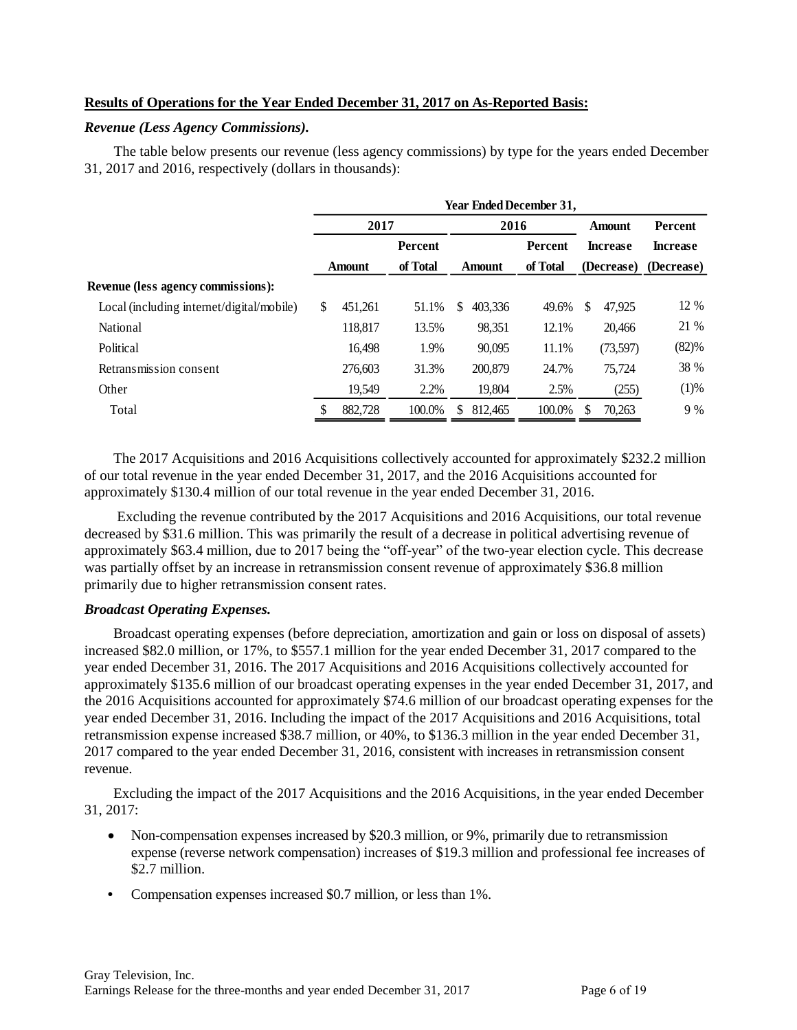**Results of Operations for the Year Ended December 31, 2017 on As-Reported Basis:**

***Revenue (Less Agency Commissions).***

The table below presents our revenue (less agency commissions) by type for the years ended December 31, 2017 and 2016, respectively (dollars in thousands):

| | Year Ended December 31, | | | | | |
|---|---|---|---|---|---|---|
| | 2017 | | 2016 | | Amount | Percent |
| | Amount | Percent of Total | Amount | Percent of Total | Increase (Decrease) | Increase (Decrease) |
| **Revenue (less agency commissions):** | | | | | | |
| Local (including internet/digital/mobile) | $ 451,261 | 51.1% | $ 403,336 | 49.6% | $ 47,925 | 12 % |
| National | 118,817 | 13.5% | 98,351 | 12.1% | 20,466 | 21 % |
| Political | 16,498 | 1.9% | 90,095 | 11.1% | (73,597) | (82)% |
| Retransmission consent | 276,603 | 31.3% | 200,879 | 24.7% | 75,724 | 38 % |
| Other | 19,549 | 2.2% | 19,804 | 2.5% | (255) | (1)% |
| Total | $ 882,728 | 100.0% | $ 812,465 | 100.0% | $ 70,263 | 9 % |

The 2017 Acquisitions and 2016 Acquisitions collectively accounted for approximately $232.2 million of our total revenue in the year ended December 31, 2017, and the 2016 Acquisitions accounted for approximately $130.4 million of our total revenue in the year ended December 31, 2016.

Excluding the revenue contributed by the 2017 Acquisitions and 2016 Acquisitions, our total revenue decreased by $31.6 million. This was primarily the result of a decrease in political advertising revenue of approximately $63.4 million, due to 2017 being the "off-year" of the two-year election cycle. This decrease was partially offset by an increase in retransmission consent revenue of approximately $36.8 million primarily due to higher retransmission consent rates.

***Broadcast Operating Expenses.***

Broadcast operating expenses (before depreciation, amortization and gain or loss on disposal of assets) increased $82.0 million, or 17%, to $557.1 million for the year ended December 31, 2017 compared to the year ended December 31, 2016. The 2017 Acquisitions and 2016 Acquisitions collectively accounted for approximately $135.6 million of our broadcast operating expenses in the year ended December 31, 2017, and the 2016 Acquisitions accounted for approximately $74.6 million of our broadcast operating expenses for the year ended December 31, 2016. Including the impact of the 2017 Acquisitions and 2016 Acquisitions, total retransmission expense increased $38.7 million, or 40%, to $136.3 million in the year ended December 31, 2017 compared to the year ended December 31, 2016, consistent with increases in retransmission consent revenue.

Excluding the impact of the 2017 Acquisitions and the 2016 Acquisitions, in the year ended December 31, 2017:

- Non-compensation expenses increased by $20.3 million, or 9%, primarily due to retransmission expense (reverse network compensation) increases of $19.3 million and professional fee increases of $2.7 million.
- Compensation expenses increased $0.7 million, or less than 1%.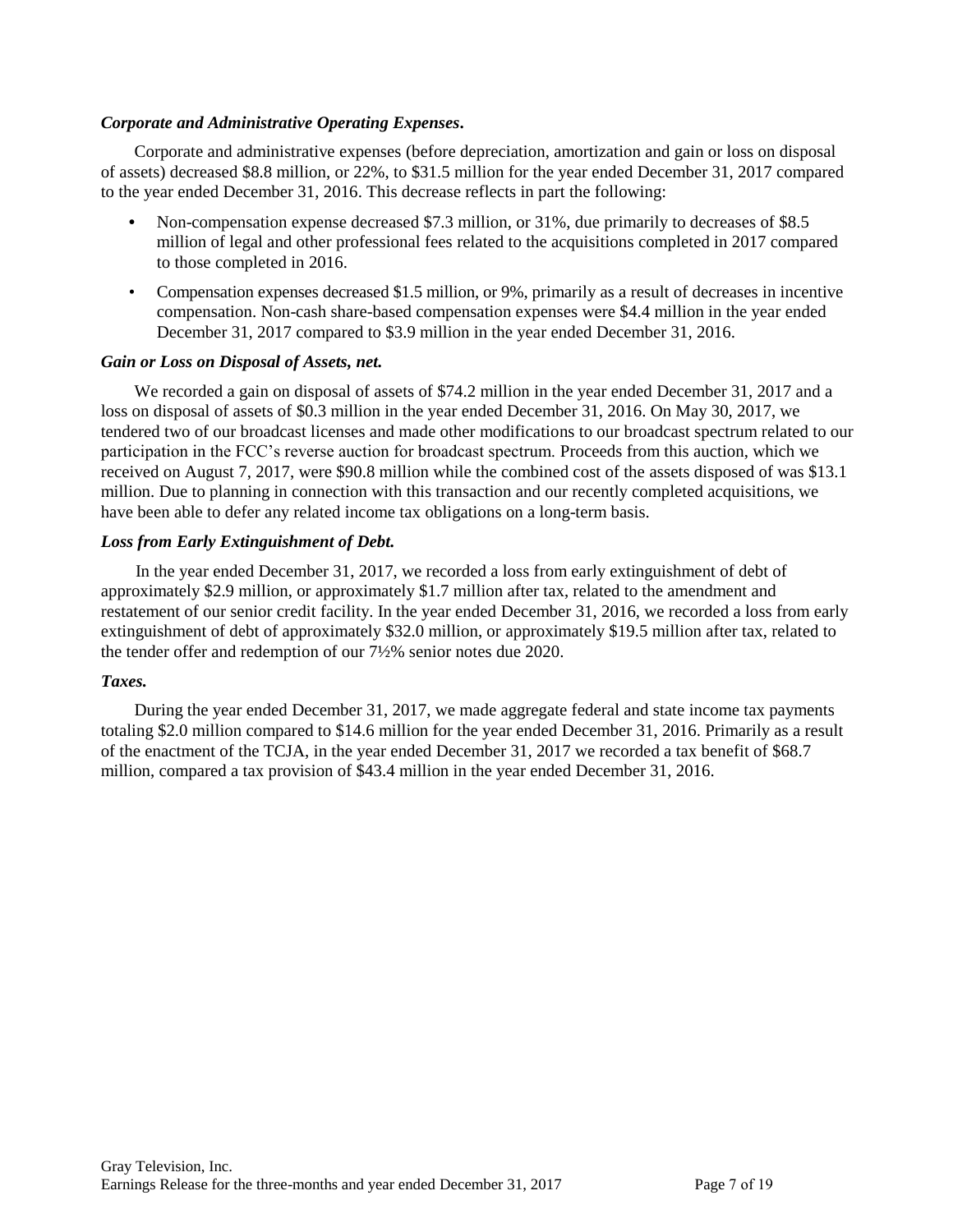***Corporate and Administrative Operating Expenses*.**

Corporate and administrative expenses (before depreciation, amortization and gain or loss on disposal of assets) decreased $8.8 million, or 22%, to $31.5 million for the year ended December 31, 2017 compared to the year ended December 31, 2016. This decrease reflects in part the following:

- Non-compensation expense decreased $7.3 million, or 31%, due primarily to decreases of $8.5 million of legal and other professional fees related to the acquisitions completed in 2017 compared to those completed in 2016.
- Compensation expenses decreased $1.5 million, or 9%, primarily as a result of decreases in incentive compensation. Non-cash share-based compensation expenses were $4.4 million in the year ended December 31, 2017 compared to $3.9 million in the year ended December 31, 2016.

***Gain or Loss on Disposal of Assets, net.***

We recorded a gain on disposal of assets of $74.2 million in the year ended December 31, 2017 and a loss on disposal of assets of $0.3 million in the year ended December 31, 2016. On May 30, 2017, we tendered two of our broadcast licenses and made other modifications to our broadcast spectrum related to our participation in the FCC's reverse auction for broadcast spectrum. Proceeds from this auction, which we received on August 7, 2017, were $90.8 million while the combined cost of the assets disposed of was $13.1 million. Due to planning in connection with this transaction and our recently completed acquisitions, we have been able to defer any related income tax obligations on a long-term basis.

***Loss from Early Extinguishment of Debt.***

In the year ended December 31, 2017, we recorded a loss from early extinguishment of debt of approximately $2.9 million, or approximately $1.7 million after tax, related to the amendment and restatement of our senior credit facility. In the year ended December 31, 2016, we recorded a loss from early extinguishment of debt of approximately $32.0 million, or approximately $19.5 million after tax, related to the tender offer and redemption of our 7½% senior notes due 2020.

***Taxes.***

During the year ended December 31, 2017, we made aggregate federal and state income tax payments totaling $2.0 million compared to $14.6 million for the year ended December 31, 2016. Primarily as a result of the enactment of the TCJA, in the year ended December 31, 2017 we recorded a tax benefit of $68.7 million, compared a tax provision of $43.4 million in the year ended December 31, 2016.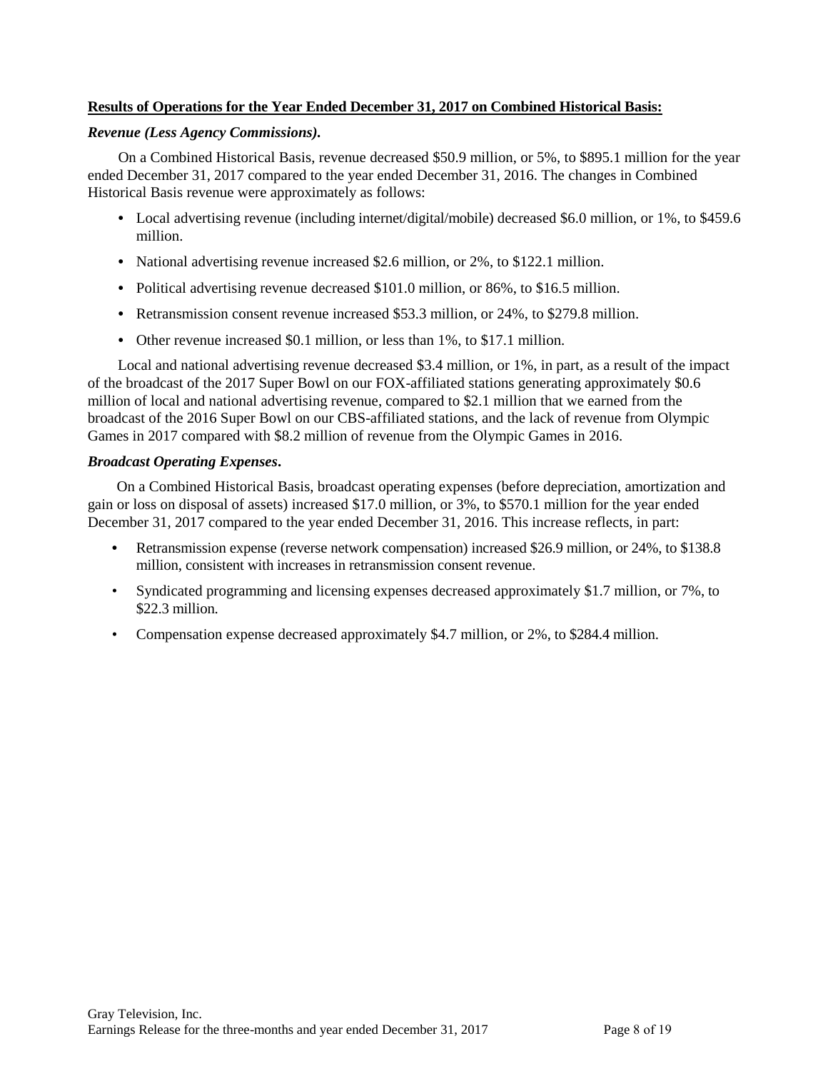**Results of Operations for the Year Ended December 31, 2017 on Combined Historical Basis:**

***Revenue (Less Agency Commissions).***

On a Combined Historical Basis, revenue decreased $50.9 million, or 5%, to $895.1 million for the year ended December 31, 2017 compared to the year ended December 31, 2016. The changes in Combined Historical Basis revenue were approximately as follows:

- Local advertising revenue (including internet/digital/mobile) decreased $6.0 million, or 1%, to $459.6 million.
- National advertising revenue increased $2.6 million, or 2%, to $122.1 million.
- Political advertising revenue decreased $101.0 million, or 86%, to $16.5 million.
- Retransmission consent revenue increased $53.3 million, or 24%, to $279.8 million.
- Other revenue increased $0.1 million, or less than 1%, to $17.1 million.

Local and national advertising revenue decreased $3.4 million, or 1%, in part, as a result of the impact of the broadcast of the 2017 Super Bowl on our FOX-affiliated stations generating approximately $0.6 million of local and national advertising revenue, compared to $2.1 million that we earned from the broadcast of the 2016 Super Bowl on our CBS-affiliated stations, and the lack of revenue from Olympic Games in 2017 compared with $8.2 million of revenue from the Olympic Games in 2016.

***Broadcast Operating Expenses.***

On a Combined Historical Basis, broadcast operating expenses (before depreciation, amortization and gain or loss on disposal of assets) increased $17.0 million, or 3%, to $570.1 million for the year ended December 31, 2017 compared to the year ended December 31, 2016. This increase reflects, in part:

- Retransmission expense (reverse network compensation) increased $26.9 million, or 24%, to $138.8 million, consistent with increases in retransmission consent revenue.
- Syndicated programming and licensing expenses decreased approximately $1.7 million, or 7%, to $22.3 million.
- Compensation expense decreased approximately $4.7 million, or 2%, to $284.4 million.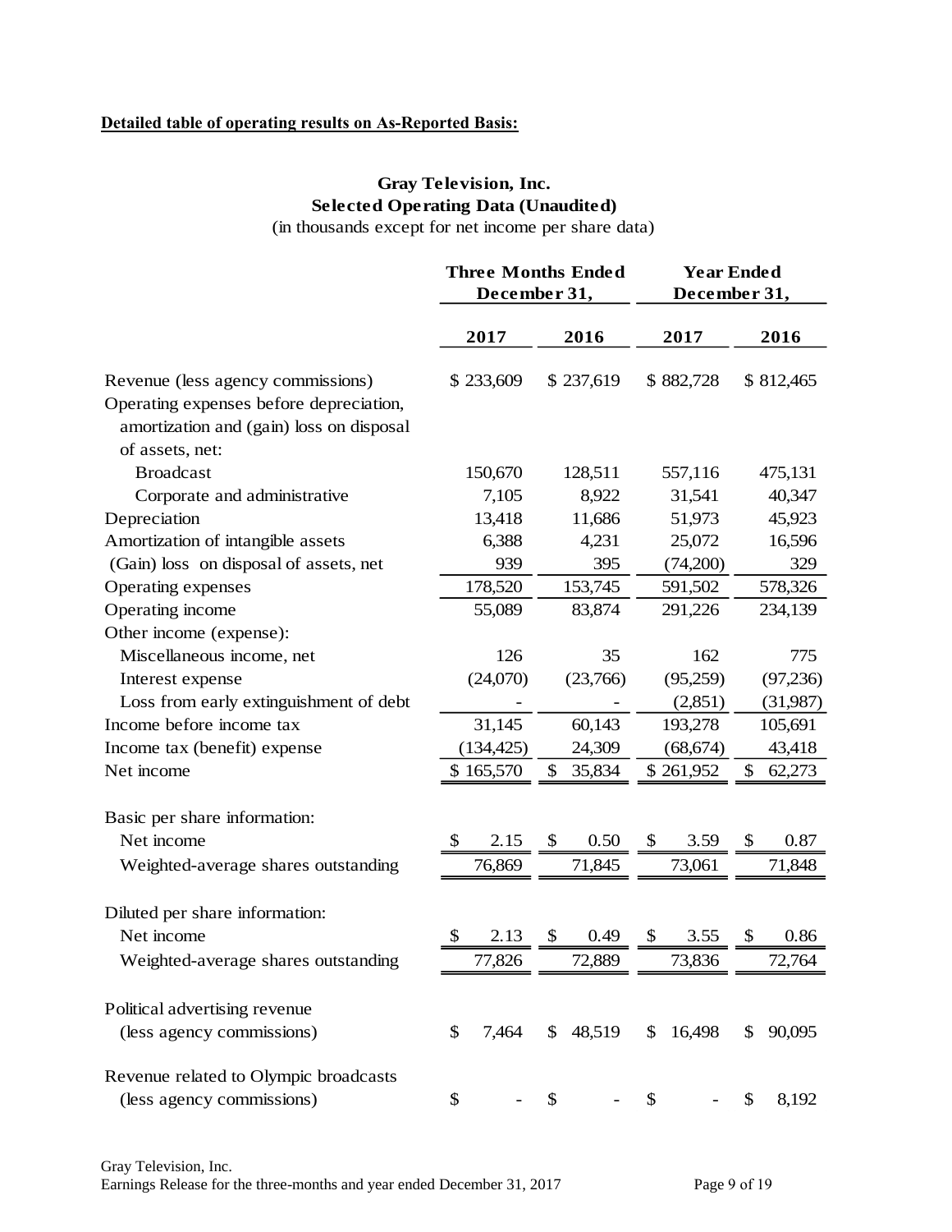**Detailed table of operating results on As-Reported Basis:**

## Gray Television, Inc.
## Selected Operating Data (Unaudited)
(in thousands except for net income per share data)

| | Three Months Ended December 31, | | Year Ended December 31, | |
|---|---|---|---|---|
| | 2017 | 2016 | 2017 | 2016 |
| Revenue (less agency commissions) | $ 233,609 | $ 237,619 | $ 882,728 | $ 812,465 |
| Operating expenses before depreciation, amortization and (gain) loss on disposal of assets, net: | | | | |
| Broadcast | 150,670 | 128,511 | 557,116 | 475,131 |
| Corporate and administrative | 7,105 | 8,922 | 31,541 | 40,347 |
| Depreciation | 13,418 | 11,686 | 51,973 | 45,923 |
| Amortization of intangible assets | 6,388 | 4,231 | 25,072 | 16,596 |
| (Gain) loss on disposal of assets, net | 939 | 395 | (74,200) | 329 |
| Operating expenses | 178,520 | 153,745 | 591,502 | 578,326 |
| Operating income | 55,089 | 83,874 | 291,226 | 234,139 |
| Other income (expense): | | | | |
| Miscellaneous income, net | 126 | 35 | 162 | 775 |
| Interest expense | (24,070) | (23,766) | (95,259) | (97,236) |
| Loss from early extinguishment of debt | - | - | (2,851) | (31,987) |
| Income before income tax | 31,145 | 60,143 | 193,278 | 105,691 |
| Income tax (benefit) expense | (134,425) | 24,309 | (68,674) | 43,418 |
| Net income | $ 165,570 | $ 35,834 | $ 261,952 | $ 62,273 |
| Basic per share information: | | | | |
| Net income | $ 2.15 | $ 0.50 | $ 3.59 | $ 0.87 |
| Weighted-average shares outstanding | 76,869 | 71,845 | 73,061 | 71,848 |
| Diluted per share information: | | | | |
| Net income | $ 2.13 | $ 0.49 | $ 3.55 | $ 0.86 |
| Weighted-average shares outstanding | 77,826 | 72,889 | 73,836 | 72,764 |
| Political advertising revenue (less agency commissions) | $ 7,464 | $ 48,519 | $ 16,498 | $ 90,095 |
| Revenue related to Olympic broadcasts (less agency commissions) | $ - | $ - | $ - | $ 8,192 |

Gray Television, Inc.
Earnings Release for the three-months and year ended December 31, 2017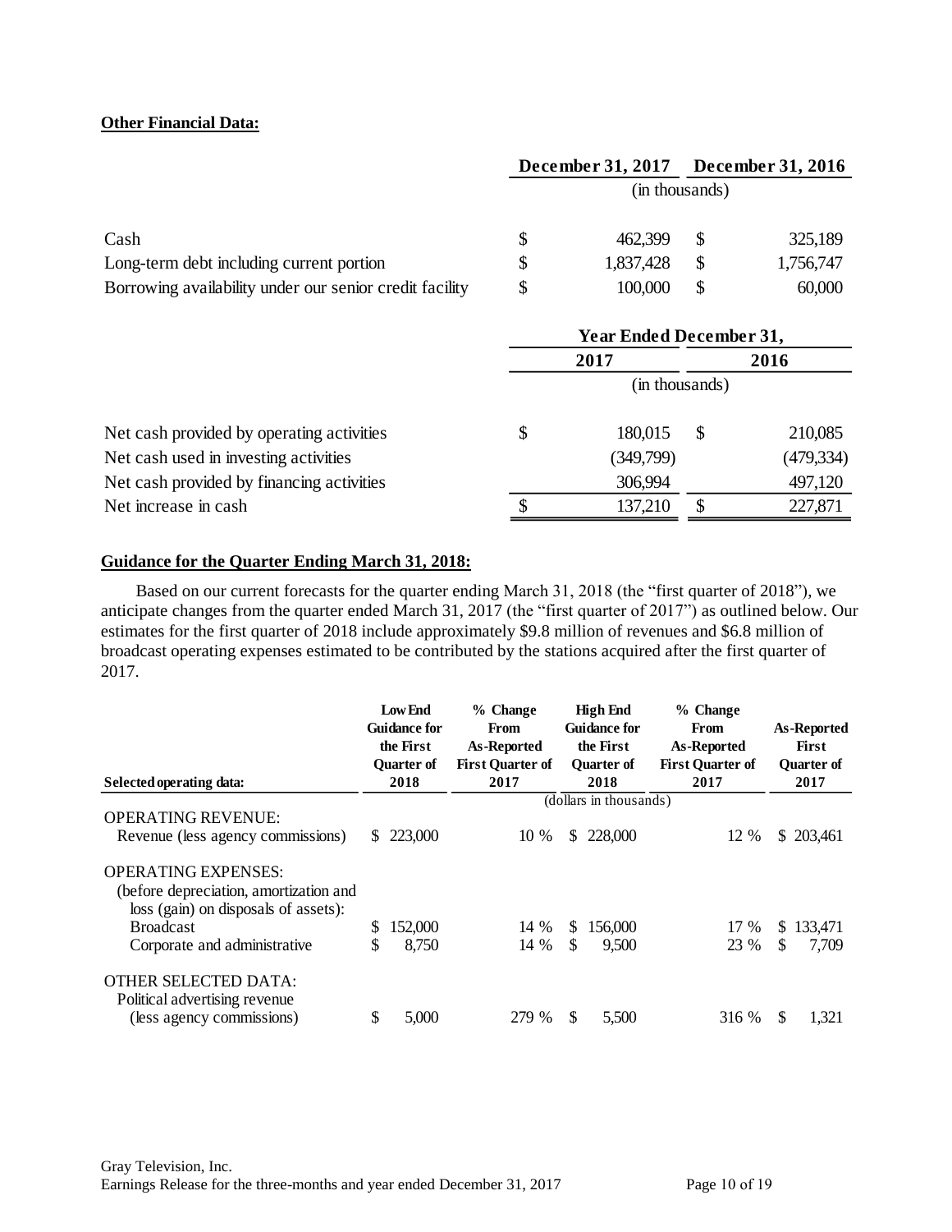**Other Financial Data:**

| | December 31, 2017 | December 31, 2016 |
|---|---|---|
| | (in thousands) | |
| Cash | $ 462,399 | $ 325,189 |
| Long-term debt including current portion | $ 1,837,428 | $ 1,756,747 |
| Borrowing availability under our senior credit facility | $ 100,000 | $ 60,000 |

| | Year Ended December 31, | |
|---|---|---|
| | 2017 | 2016 |
| | (in thousands) | |
| Net cash provided by operating activities | $ 180,015 | $ 210,085 |
| Net cash used in investing activities | (349,799) | (479,334) |
| Net cash provided by financing activities | 306,994 | 497,120 |
| Net increase in cash | $ 137,210 | $ 227,871 |

**Guidance for the Quarter Ending March 31, 2018:**

Based on our current forecasts for the quarter ending March 31, 2018 (the "first quarter of 2018"), we anticipate changes from the quarter ended March 31, 2017 (the "first quarter of 2017") as outlined below. Our estimates for the first quarter of 2018 include approximately $9.8 million of revenues and $6.8 million of broadcast operating expenses estimated to be contributed by the stations acquired after the first quarter of 2017.

| Selected operating data: | Low End Guidance for the First Quarter of 2018 | % Change From As-Reported First Quarter of 2017 | High End Guidance for the First Quarter of 2018 | % Change From As-Reported First Quarter of 2017 | As-Reported First Quarter of 2017 |
|---|---|---|---|---|---|
| | | | (dollars in thousands) | | |
| OPERATING REVENUE: | | | | | |
| Revenue (less agency commissions) | $ 223,000 | 10 % | $ 228,000 | 12 % | $ 203,461 |
| OPERATING EXPENSES: (before depreciation, amortization and loss (gain) on disposals of assets): | | | | | |
| Broadcast | $ 152,000 | 14 % | $ 156,000 | 17 % | $ 133,471 |
| Corporate and administrative | $ 8,750 | 14 % | $ 9,500 | 23 % | $ 7,709 |
| OTHER SELECTED DATA: | | | | | |
| Political advertising revenue (less agency commissions) | $ 5,000 | 279 % | $ 5,500 | 316 % | $ 1,321 |

Gray Television, Inc.
Earnings Release for the three-months and year ended December 31, 2017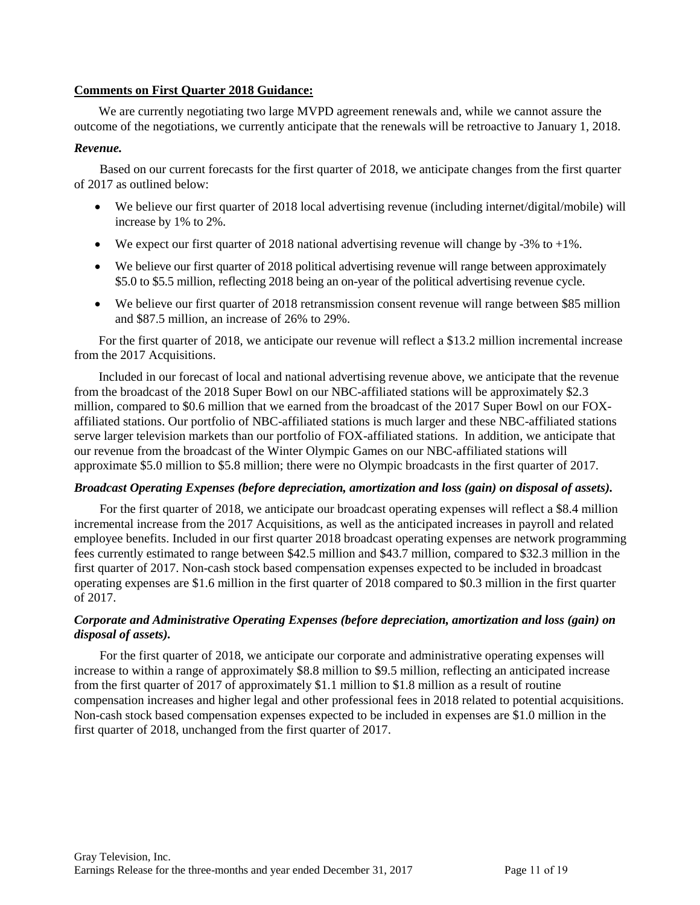**Comments on First Quarter 2018 Guidance:**

We are currently negotiating two large MVPD agreement renewals and, while we cannot assure the outcome of the negotiations, we currently anticipate that the renewals will be retroactive to January 1, 2018.

***Revenue.***

Based on our current forecasts for the first quarter of 2018, we anticipate changes from the first quarter of 2017 as outlined below:

- We believe our first quarter of 2018 local advertising revenue (including internet/digital/mobile) will increase by 1% to 2%.
- We expect our first quarter of 2018 national advertising revenue will change by -3% to +1%.
- We believe our first quarter of 2018 political advertising revenue will range between approximately $5.0 to $5.5 million, reflecting 2018 being an on-year of the political advertising revenue cycle.
- We believe our first quarter of 2018 retransmission consent revenue will range between $85 million and $87.5 million, an increase of 26% to 29%.

For the first quarter of 2018, we anticipate our revenue will reflect a $13.2 million incremental increase from the 2017 Acquisitions.

Included in our forecast of local and national advertising revenue above, we anticipate that the revenue from the broadcast of the 2018 Super Bowl on our NBC-affiliated stations will be approximately $2.3 million, compared to $0.6 million that we earned from the broadcast of the 2017 Super Bowl on our FOX-affiliated stations. Our portfolio of NBC-affiliated stations is much larger and these NBC-affiliated stations serve larger television markets than our portfolio of FOX-affiliated stations. In addition, we anticipate that our revenue from the broadcast of the Winter Olympic Games on our NBC-affiliated stations will approximate $5.0 million to $5.8 million; there were no Olympic broadcasts in the first quarter of 2017.

***Broadcast Operating Expenses (before depreciation, amortization and loss (gain) on disposal of assets).***

For the first quarter of 2018, we anticipate our broadcast operating expenses will reflect a $8.4 million incremental increase from the 2017 Acquisitions, as well as the anticipated increases in payroll and related employee benefits. Included in our first quarter 2018 broadcast operating expenses are network programming fees currently estimated to range between $42.5 million and $43.7 million, compared to $32.3 million in the first quarter of 2017. Non-cash stock based compensation expenses expected to be included in broadcast operating expenses are $1.6 million in the first quarter of 2018 compared to $0.3 million in the first quarter of 2017.

***Corporate and Administrative Operating Expenses (before depreciation, amortization and loss (gain) on disposal of assets).***

For the first quarter of 2018, we anticipate our corporate and administrative operating expenses will increase to within a range of approximately $8.8 million to $9.5 million, reflecting an anticipated increase from the first quarter of 2017 of approximately $1.1 million to $1.8 million as a result of routine compensation increases and higher legal and other professional fees in 2018 related to potential acquisitions. Non-cash stock based compensation expenses expected to be included in expenses are $1.0 million in the first quarter of 2018, unchanged from the first quarter of 2017.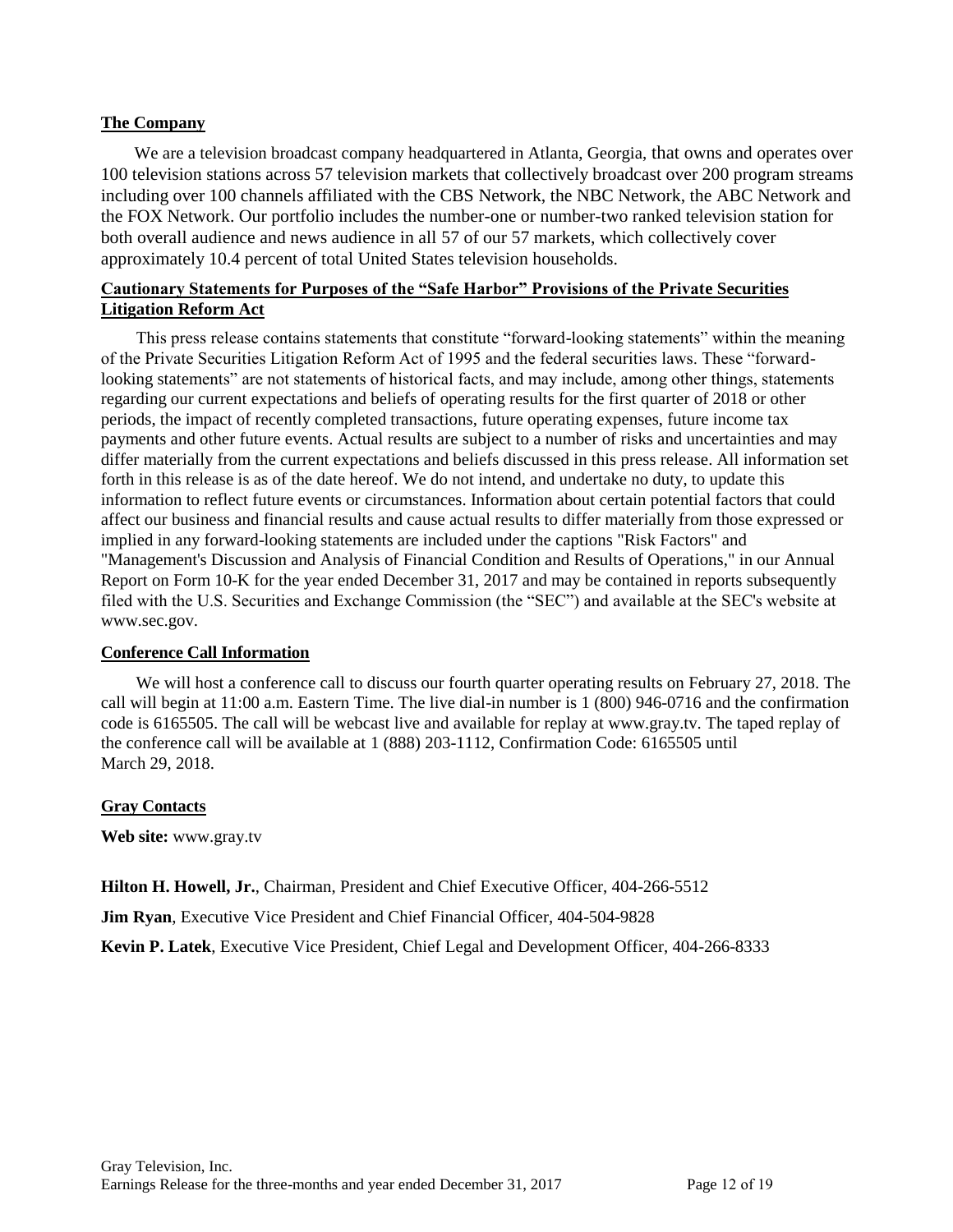**The Company**

We are a television broadcast company headquartered in Atlanta, Georgia, that owns and operates over 100 television stations across 57 television markets that collectively broadcast over 200 program streams including over 100 channels affiliated with the CBS Network, the NBC Network, the ABC Network and the FOX Network. Our portfolio includes the number-one or number-two ranked television station for both overall audience and news audience in all 57 of our 57 markets, which collectively cover approximately 10.4 percent of total United States television households.

**Cautionary Statements for Purposes of the "Safe Harbor" Provisions of the Private Securities Litigation Reform Act**

This press release contains statements that constitute "forward-looking statements" within the meaning of the Private Securities Litigation Reform Act of 1995 and the federal securities laws. These "forward-looking statements" are not statements of historical facts, and may include, among other things, statements regarding our current expectations and beliefs of operating results for the first quarter of 2018 or other periods, the impact of recently completed transactions, future operating expenses, future income tax payments and other future events. Actual results are subject to a number of risks and uncertainties and may differ materially from the current expectations and beliefs discussed in this press release. All information set forth in this release is as of the date hereof. We do not intend, and undertake no duty, to update this information to reflect future events or circumstances. Information about certain potential factors that could affect our business and financial results and cause actual results to differ materially from those expressed or implied in any forward-looking statements are included under the captions "Risk Factors" and "Management's Discussion and Analysis of Financial Condition and Results of Operations," in our Annual Report on Form 10-K for the year ended December 31, 2017 and may be contained in reports subsequently filed with the U.S. Securities and Exchange Commission (the "SEC") and available at the SEC's website at www.sec.gov.

**Conference Call Information**

We will host a conference call to discuss our fourth quarter operating results on February 27, 2018. The call will begin at 11:00 a.m. Eastern Time. The live dial-in number is 1 (800) 946-0716 and the confirmation code is 6165505. The call will be webcast live and available for replay at www.gray.tv. The taped replay of the conference call will be available at 1 (888) 203-1112, Confirmation Code: 6165505 until March 29, 2018.

**Gray Contacts**

**Web site:** www.gray.tv

**Hilton H. Howell, Jr.**, Chairman, President and Chief Executive Officer, 404-266-5512

**Jim Ryan**, Executive Vice President and Chief Financial Officer, 404-504-9828

**Kevin P. Latek**, Executive Vice President, Chief Legal and Development Officer, 404-266-8333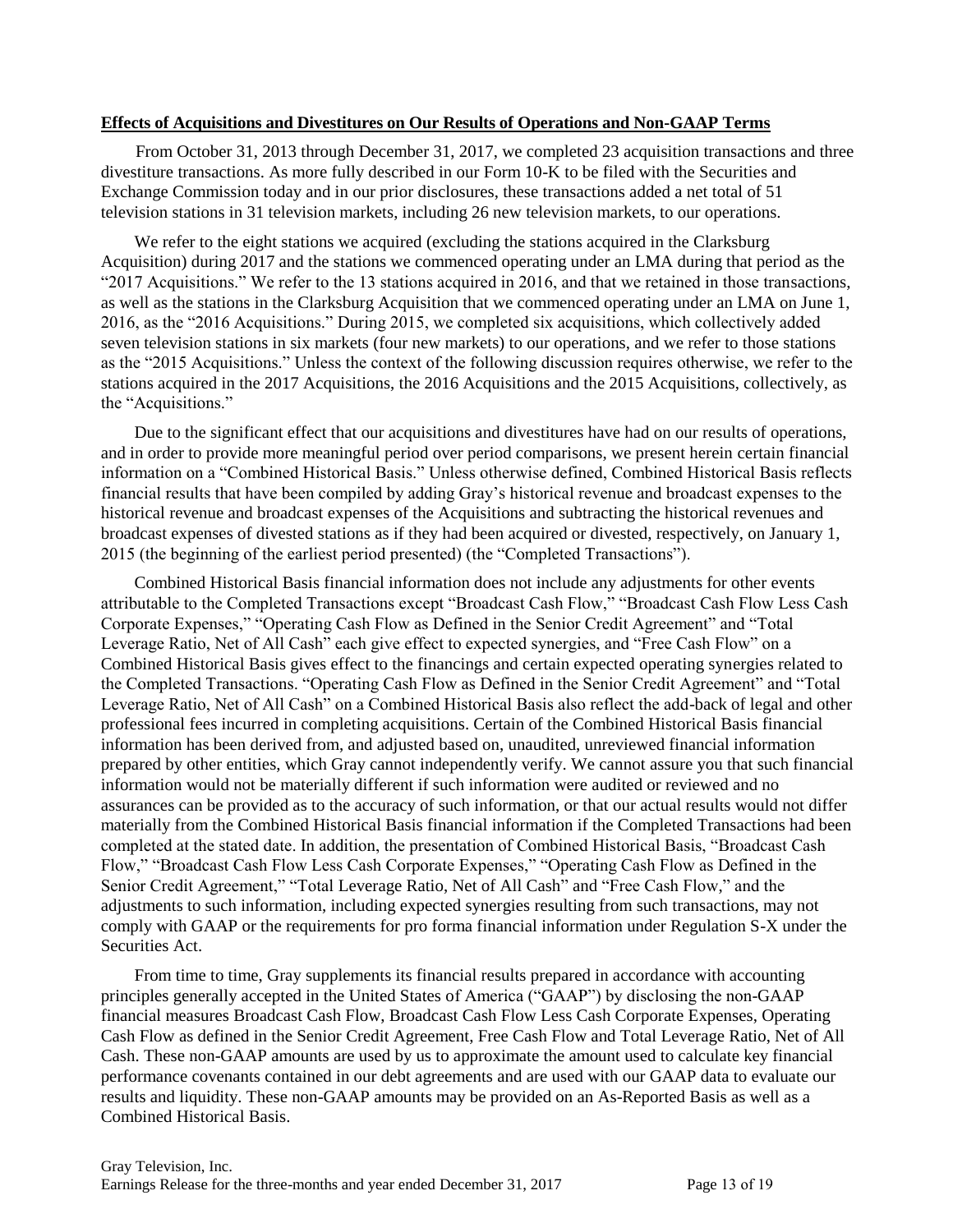**Effects of Acquisitions and Divestitures on Our Results of Operations and Non-GAAP Terms**

From October 31, 2013 through December 31, 2017, we completed 23 acquisition transactions and three divestiture transactions. As more fully described in our Form 10-K to be filed with the Securities and Exchange Commission today and in our prior disclosures, these transactions added a net total of 51 television stations in 31 television markets, including 26 new television markets, to our operations.

We refer to the eight stations we acquired (excluding the stations acquired in the Clarksburg Acquisition) during 2017 and the stations we commenced operating under an LMA during that period as the "2017 Acquisitions." We refer to the 13 stations acquired in 2016, and that we retained in those transactions, as well as the stations in the Clarksburg Acquisition that we commenced operating under an LMA on June 1, 2016, as the "2016 Acquisitions." During 2015, we completed six acquisitions, which collectively added seven television stations in six markets (four new markets) to our operations, and we refer to those stations as the "2015 Acquisitions." Unless the context of the following discussion requires otherwise, we refer to the stations acquired in the 2017 Acquisitions, the 2016 Acquisitions and the 2015 Acquisitions, collectively, as the "Acquisitions."

Due to the significant effect that our acquisitions and divestitures have had on our results of operations, and in order to provide more meaningful period over period comparisons, we present herein certain financial information on a "Combined Historical Basis." Unless otherwise defined, Combined Historical Basis reflects financial results that have been compiled by adding Gray's historical revenue and broadcast expenses to the historical revenue and broadcast expenses of the Acquisitions and subtracting the historical revenues and broadcast expenses of divested stations as if they had been acquired or divested, respectively, on January 1, 2015 (the beginning of the earliest period presented) (the "Completed Transactions").

Combined Historical Basis financial information does not include any adjustments for other events attributable to the Completed Transactions except "Broadcast Cash Flow," "Broadcast Cash Flow Less Cash Corporate Expenses," "Operating Cash Flow as Defined in the Senior Credit Agreement" and "Total Leverage Ratio, Net of All Cash" each give effect to expected synergies, and "Free Cash Flow" on a Combined Historical Basis gives effect to the financings and certain expected operating synergies related to the Completed Transactions. "Operating Cash Flow as Defined in the Senior Credit Agreement" and "Total Leverage Ratio, Net of All Cash" on a Combined Historical Basis also reflect the add-back of legal and other professional fees incurred in completing acquisitions. Certain of the Combined Historical Basis financial information has been derived from, and adjusted based on, unaudited, unreviewed financial information prepared by other entities, which Gray cannot independently verify. We cannot assure you that such financial information would not be materially different if such information were audited or reviewed and no assurances can be provided as to the accuracy of such information, or that our actual results would not differ materially from the Combined Historical Basis financial information if the Completed Transactions had been completed at the stated date. In addition, the presentation of Combined Historical Basis, "Broadcast Cash Flow," "Broadcast Cash Flow Less Cash Corporate Expenses," "Operating Cash Flow as Defined in the Senior Credit Agreement," "Total Leverage Ratio, Net of All Cash" and "Free Cash Flow," and the adjustments to such information, including expected synergies resulting from such transactions, may not comply with GAAP or the requirements for pro forma financial information under Regulation S-X under the Securities Act.

From time to time, Gray supplements its financial results prepared in accordance with accounting principles generally accepted in the United States of America ("GAAP") by disclosing the non-GAAP financial measures Broadcast Cash Flow, Broadcast Cash Flow Less Cash Corporate Expenses, Operating Cash Flow as defined in the Senior Credit Agreement, Free Cash Flow and Total Leverage Ratio, Net of All Cash. These non-GAAP amounts are used by us to approximate the amount used to calculate key financial performance covenants contained in our debt agreements and are used with our GAAP data to evaluate our results and liquidity. These non-GAAP amounts may be provided on an As-Reported Basis as well as a Combined Historical Basis.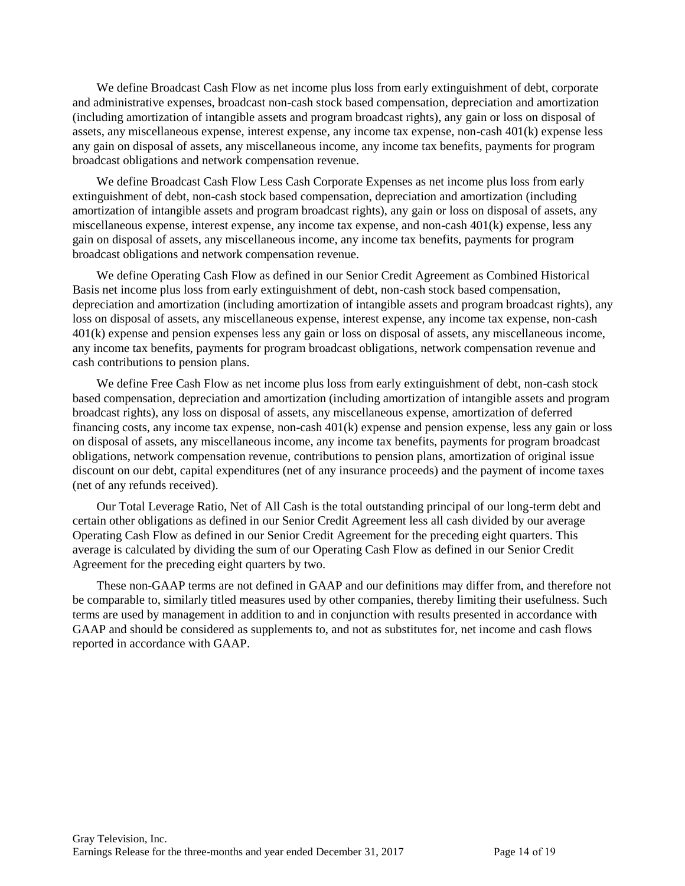We define Broadcast Cash Flow as net income plus loss from early extinguishment of debt, corporate and administrative expenses, broadcast non-cash stock based compensation, depreciation and amortization (including amortization of intangible assets and program broadcast rights), any gain or loss on disposal of assets, any miscellaneous expense, interest expense, any income tax expense, non-cash 401(k) expense less any gain on disposal of assets, any miscellaneous income, any income tax benefits, payments for program broadcast obligations and network compensation revenue.

We define Broadcast Cash Flow Less Cash Corporate Expenses as net income plus loss from early extinguishment of debt, non-cash stock based compensation, depreciation and amortization (including amortization of intangible assets and program broadcast rights), any gain or loss on disposal of assets, any miscellaneous expense, interest expense, any income tax expense, and non-cash 401(k) expense, less any gain on disposal of assets, any miscellaneous income, any income tax benefits, payments for program broadcast obligations and network compensation revenue.

We define Operating Cash Flow as defined in our Senior Credit Agreement as Combined Historical Basis net income plus loss from early extinguishment of debt, non-cash stock based compensation, depreciation and amortization (including amortization of intangible assets and program broadcast rights), any loss on disposal of assets, any miscellaneous expense, interest expense, any income tax expense, non-cash 401(k) expense and pension expenses less any gain or loss on disposal of assets, any miscellaneous income, any income tax benefits, payments for program broadcast obligations, network compensation revenue and cash contributions to pension plans.

We define Free Cash Flow as net income plus loss from early extinguishment of debt, non-cash stock based compensation, depreciation and amortization (including amortization of intangible assets and program broadcast rights), any loss on disposal of assets, any miscellaneous expense, amortization of deferred financing costs, any income tax expense, non-cash 401(k) expense and pension expense, less any gain or loss on disposal of assets, any miscellaneous income, any income tax benefits, payments for program broadcast obligations, network compensation revenue, contributions to pension plans, amortization of original issue discount on our debt, capital expenditures (net of any insurance proceeds) and the payment of income taxes (net of any refunds received).

Our Total Leverage Ratio, Net of All Cash is the total outstanding principal of our long-term debt and certain other obligations as defined in our Senior Credit Agreement less all cash divided by our average Operating Cash Flow as defined in our Senior Credit Agreement for the preceding eight quarters. This average is calculated by dividing the sum of our Operating Cash Flow as defined in our Senior Credit Agreement for the preceding eight quarters by two.

These non-GAAP terms are not defined in GAAP and our definitions may differ from, and therefore not be comparable to, similarly titled measures used by other companies, thereby limiting their usefulness. Such terms are used by management in addition to and in conjunction with results presented in accordance with GAAP and should be considered as supplements to, and not as substitutes for, net income and cash flows reported in accordance with GAAP.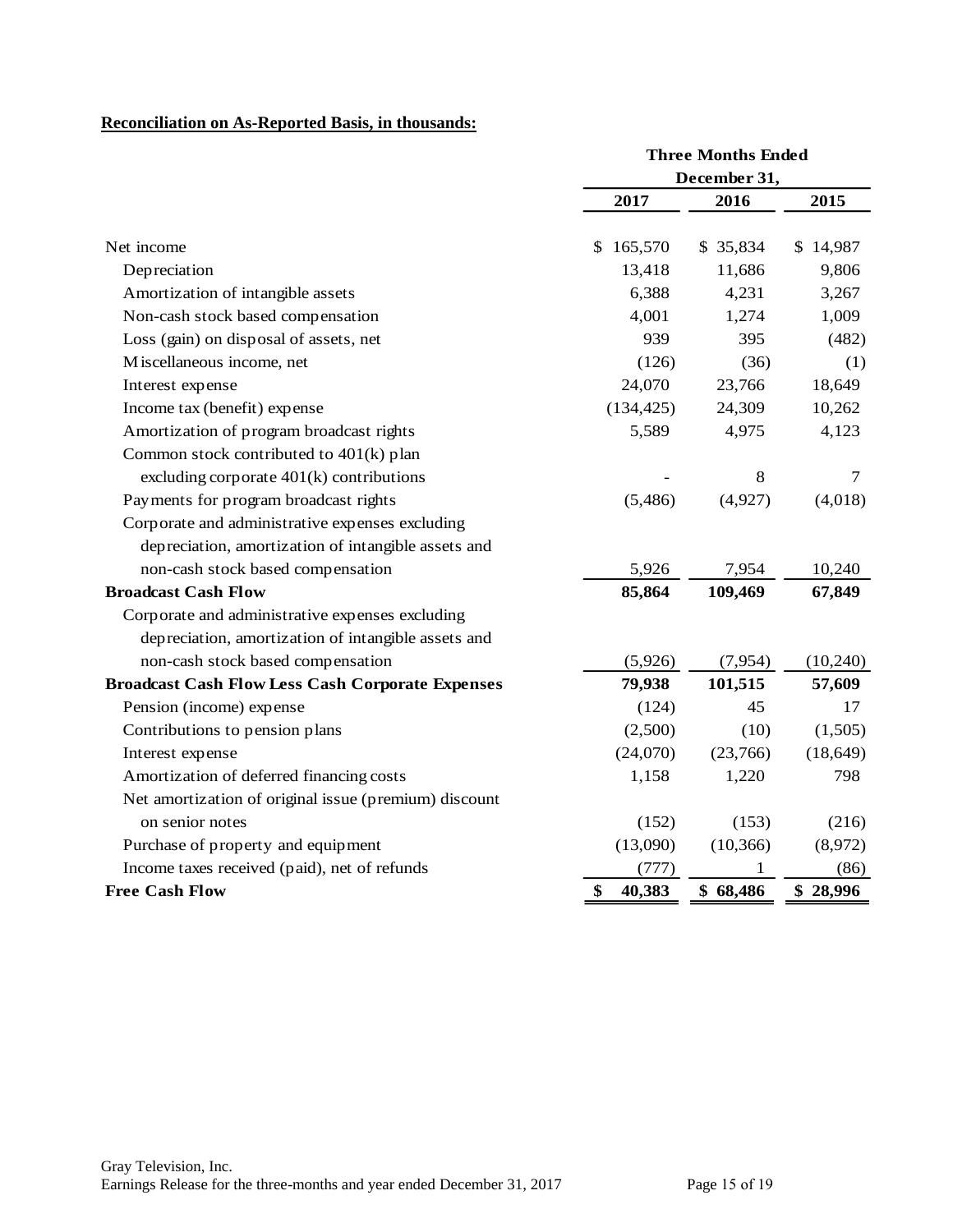**Reconciliation on As-Reported Basis, in thousands:**

| | Three Months Ended December 31, | | |
|---|---|---|---|
| | 2017 | 2016 | 2015 |
| Net income | $ 165,570 | $ 35,834 | $ 14,987 |
| Depreciation | 13,418 | 11,686 | 9,806 |
| Amortization of intangible assets | 6,388 | 4,231 | 3,267 |
| Non-cash stock based compensation | 4,001 | 1,274 | 1,009 |
| Loss (gain) on disposal of assets, net | 939 | 395 | (482) |
| Miscellaneous income, net | (126) | (36) | (1) |
| Interest expense | 24,070 | 23,766 | 18,649 |
| Income tax (benefit) expense | (134,425) | 24,309 | 10,262 |
| Amortization of program broadcast rights | 5,589 | 4,975 | 4,123 |
| Common stock contributed to 401(k) plan excluding corporate 401(k) contributions | - | 8 | 7 |
| Payments for program broadcast rights | (5,486) | (4,927) | (4,018) |
| Corporate and administrative expenses excluding depreciation, amortization of intangible assets and non-cash stock based compensation | 5,926 | 7,954 | 10,240 |
| **Broadcast Cash Flow** | **85,864** | **109,469** | **67,849** |
| Corporate and administrative expenses excluding depreciation, amortization of intangible assets and non-cash stock based compensation | (5,926) | (7,954) | (10,240) |
| **Broadcast Cash Flow Less Cash Corporate Expenses** | **79,938** | **101,515** | **57,609** |
| Pension (income) expense | (124) | 45 | 17 |
| Contributions to pension plans | (2,500) | (10) | (1,505) |
| Interest expense | (24,070) | (23,766) | (18,649) |
| Amortization of deferred financing costs | 1,158 | 1,220 | 798 |
| Net amortization of original issue (premium) discount on senior notes | (152) | (153) | (216) |
| Purchase of property and equipment | (13,090) | (10,366) | (8,972) |
| Income taxes received (paid), net of refunds | (777) | 1 | (86) |
| **Free Cash Flow** | **$ 40,383** | **$ 68,486** | **$ 28,996** |

Gray Television, Inc.
Earnings Release for the three-months and year ended December 31, 2017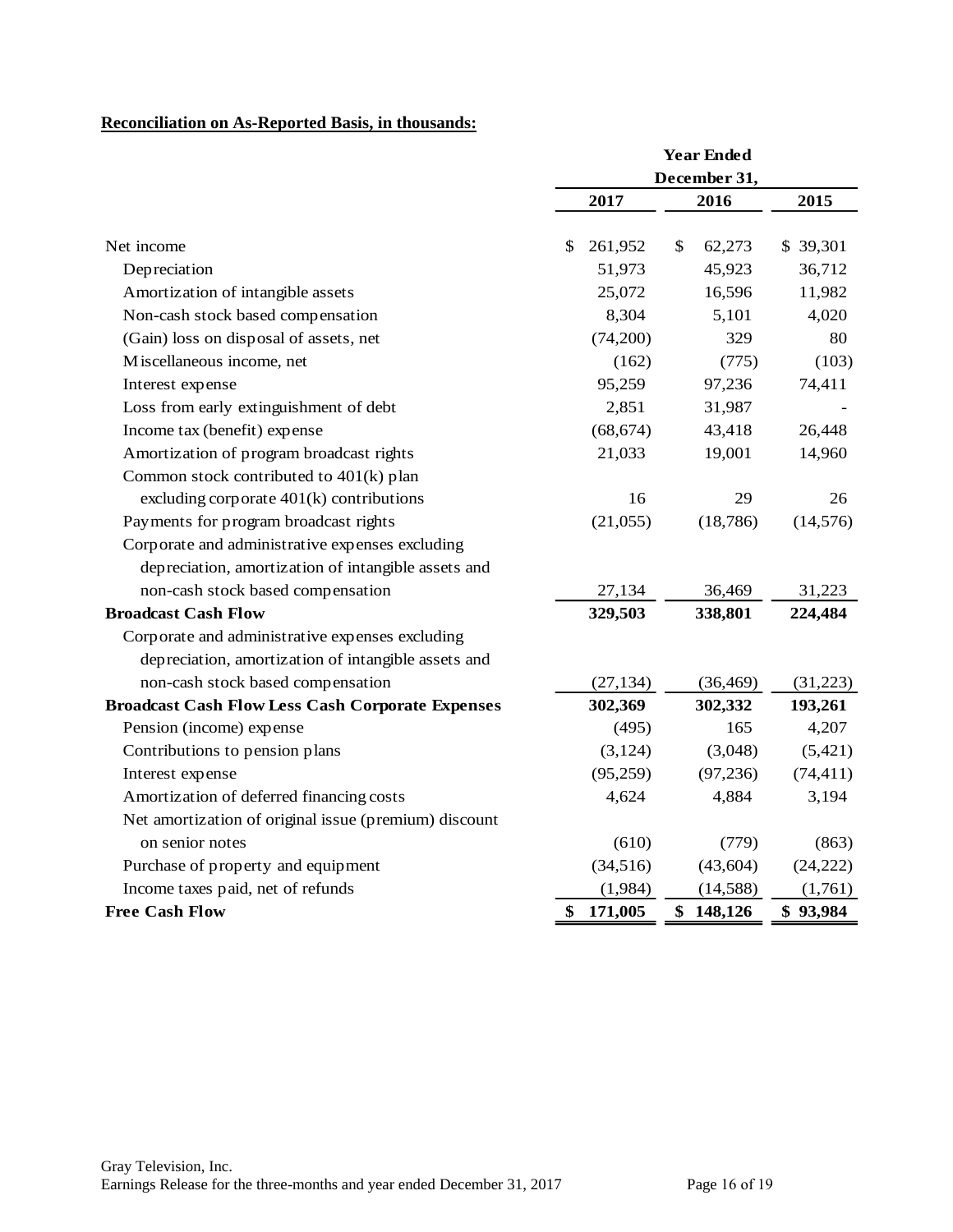**Reconciliation on As-Reported Basis, in thousands:**

| | Year Ended December 31, | | |
|---|---|---|---|
| | 2017 | 2016 | 2015 |
| Net income | $ 261,952 | $ 62,273 | $ 39,301 |
| Depreciation | 51,973 | 45,923 | 36,712 |
| Amortization of intangible assets | 25,072 | 16,596 | 11,982 |
| Non-cash stock based compensation | 8,304 | 5,101 | 4,020 |
| (Gain) loss on disposal of assets, net | (74,200) | 329 | 80 |
| Miscellaneous income, net | (162) | (775) | (103) |
| Interest expense | 95,259 | 97,236 | 74,411 |
| Loss from early extinguishment of debt | 2,851 | 31,987 | - |
| Income tax (benefit) expense | (68,674) | 43,418 | 26,448 |
| Amortization of program broadcast rights | 21,033 | 19,001 | 14,960 |
| Common stock contributed to 401(k) plan excluding corporate 401(k) contributions | 16 | 29 | 26 |
| Payments for program broadcast rights | (21,055) | (18,786) | (14,576) |
| Corporate and administrative expenses excluding depreciation, amortization of intangible assets and non-cash stock based compensation | 27,134 | 36,469 | 31,223 |
| **Broadcast Cash Flow** | **329,503** | **338,801** | **224,484** |
| Corporate and administrative expenses excluding depreciation, amortization of intangible assets and non-cash stock based compensation | (27,134) | (36,469) | (31,223) |
| **Broadcast Cash Flow Less Cash Corporate Expenses** | **302,369** | **302,332** | **193,261** |
| Pension (income) expense | (495) | 165 | 4,207 |
| Contributions to pension plans | (3,124) | (3,048) | (5,421) |
| Interest expense | (95,259) | (97,236) | (74,411) |
| Amortization of deferred financing costs | 4,624 | 4,884 | 3,194 |
| Net amortization of original issue (premium) discount on senior notes | (610) | (779) | (863) |
| Purchase of property and equipment | (34,516) | (43,604) | (24,222) |
| Income taxes paid, net of refunds | (1,984) | (14,588) | (1,761) |
| **Free Cash Flow** | **$ 171,005** | **$ 148,126** | **$ 93,984** |

Gray Television, Inc.
Earnings Release for the three-months and year ended December 31, 2017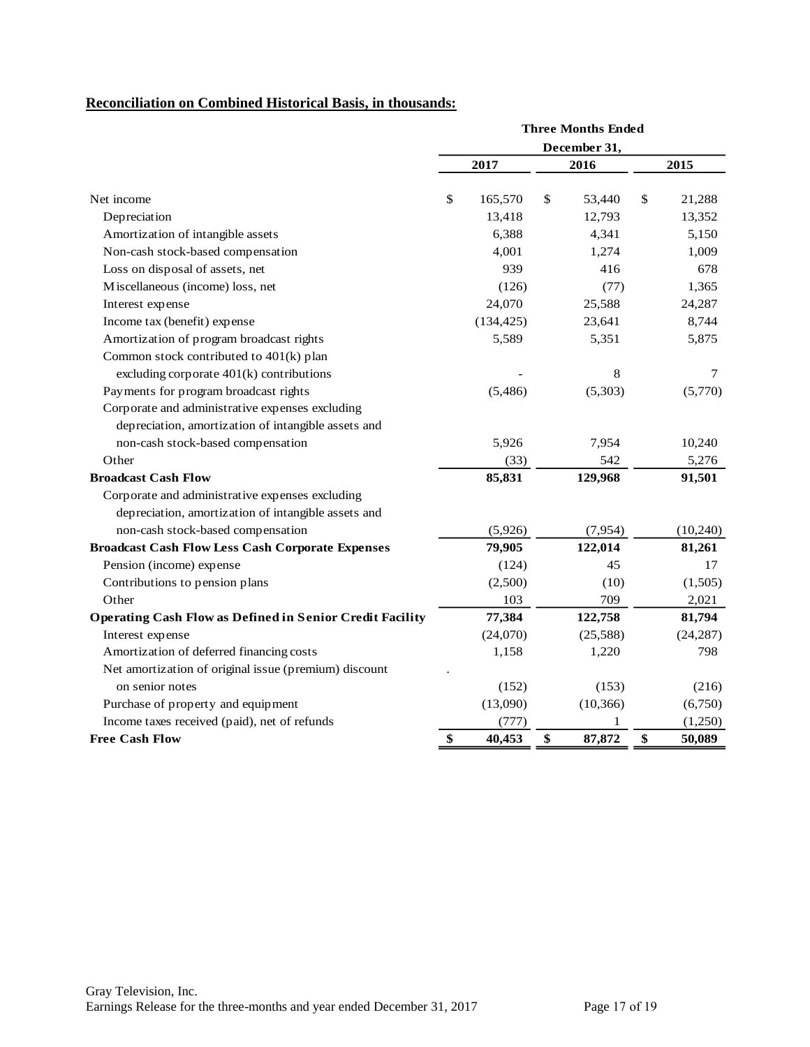**Reconciliation on Combined Historical Basis, in thousands:**

| | Three Months Ended December 31, | | |
|---|---|---|---|
| | 2017 | 2016 | 2015 |
| Net income | $ 165,570 | $ 53,440 | $ 21,288 |
| Depreciation | 13,418 | 12,793 | 13,352 |
| Amortization of intangible assets | 6,388 | 4,341 | 5,150 |
| Non-cash stock-based compensation | 4,001 | 1,274 | 1,009 |
| Loss on disposal of assets, net | 939 | 416 | 678 |
| Miscellaneous (income) loss, net | (126) | (77) | 1,365 |
| Interest expense | 24,070 | 25,588 | 24,287 |
| Income tax (benefit) expense | (134,425) | 23,641 | 8,744 |
| Amortization of program broadcast rights | 5,589 | 5,351 | 5,875 |
| Common stock contributed to 401(k) plan excluding corporate 401(k) contributions | - | 8 | 7 |
| Payments for program broadcast rights | (5,486) | (5,303) | (5,770) |
| Corporate and administrative expenses excluding depreciation, amortization of intangible assets and non-cash stock-based compensation | 5,926 | 7,954 | 10,240 |
| Other | (33) | 542 | 5,276 |
| **Broadcast Cash Flow** | **85,831** | **129,968** | **91,501** |
| Corporate and administrative expenses excluding depreciation, amortization of intangible assets and non-cash stock-based compensation | (5,926) | (7,954) | (10,240) |
| **Broadcast Cash Flow Less Cash Corporate Expenses** | **79,905** | **122,014** | **81,261** |
| Pension (income) expense | (124) | 45 | 17 |
| Contributions to pension plans | (2,500) | (10) | (1,505) |
| Other | 103 | 709 | 2,021 |
| **Operating Cash Flow as Defined in Senior Credit Facility** | **77,384** | **122,758** | **81,794** |
| Interest expense | (24,070) | (25,588) | (24,287) |
| Amortization of deferred financing costs | 1,158 | 1,220 | 798 |
| Net amortization of original issue (premium) discount on senior notes | (152) | (153) | (216) |
| Purchase of property and equipment | (13,090) | (10,366) | (6,750) |
| Income taxes received (paid), net of refunds | (777) | 1 | (1,250) |
| **Free Cash Flow** | **$ 40,453** | **$ 87,872** | **$ 50,089** |

Gray Television, Inc.
Earnings Release for the three-months and year ended December 31, 2017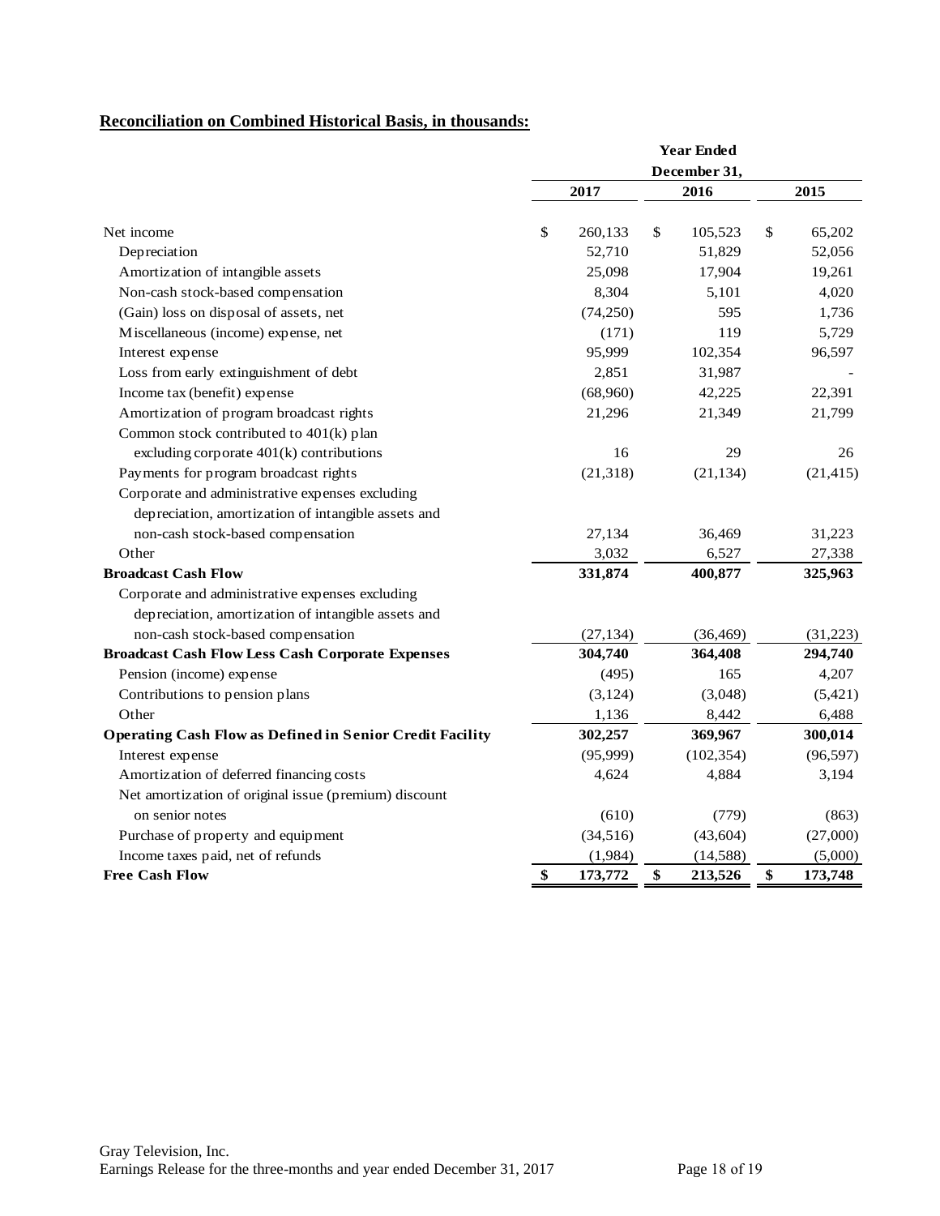**Reconciliation on Combined Historical Basis, in thousands:**

| | Year Ended December 31, | | |
|---|---|---|---|
| | 2017 | 2016 | 2015 |
| Net income | $ 260,133 | $ 105,523 | $ 65,202 |
| Depreciation | 52,710 | 51,829 | 52,056 |
| Amortization of intangible assets | 25,098 | 17,904 | 19,261 |
| Non-cash stock-based compensation | 8,304 | 5,101 | 4,020 |
| (Gain) loss on disposal of assets, net | (74,250) | 595 | 1,736 |
| Miscellaneous (income) expense, net | (171) | 119 | 5,729 |
| Interest expense | 95,999 | 102,354 | 96,597 |
| Loss from early extinguishment of debt | 2,851 | 31,987 | - |
| Income tax (benefit) expense | (68,960) | 42,225 | 22,391 |
| Amortization of program broadcast rights | 21,296 | 21,349 | 21,799 |
| Common stock contributed to 401(k) plan excluding corporate 401(k) contributions | 16 | 29 | 26 |
| Payments for program broadcast rights | (21,318) | (21,134) | (21,415) |
| Corporate and administrative expenses excluding depreciation, amortization of intangible assets and non-cash stock-based compensation | 27,134 | 36,469 | 31,223 |
| Other | 3,032 | 6,527 | 27,338 |
| **Broadcast Cash Flow** | **331,874** | **400,877** | **325,963** |
| Corporate and administrative expenses excluding depreciation, amortization of intangible assets and non-cash stock-based compensation | (27,134) | (36,469) | (31,223) |
| **Broadcast Cash Flow Less Cash Corporate Expenses** | **304,740** | **364,408** | **294,740** |
| Pension (income) expense | (495) | 165 | 4,207 |
| Contributions to pension plans | (3,124) | (3,048) | (5,421) |
| Other | 1,136 | 8,442 | 6,488 |
| **Operating Cash Flow as Defined in Senior Credit Facility** | **302,257** | **369,967** | **300,014** |
| Interest expense | (95,999) | (102,354) | (96,597) |
| Amortization of deferred financing costs | 4,624 | 4,884 | 3,194 |
| Net amortization of original issue (premium) discount on senior notes | (610) | (779) | (863) |
| Purchase of property and equipment | (34,516) | (43,604) | (27,000) |
| Income taxes paid, net of refunds | (1,984) | (14,588) | (5,000) |
| **Free Cash Flow** | **$ 173,772** | **$ 213,526** | **$ 173,748** |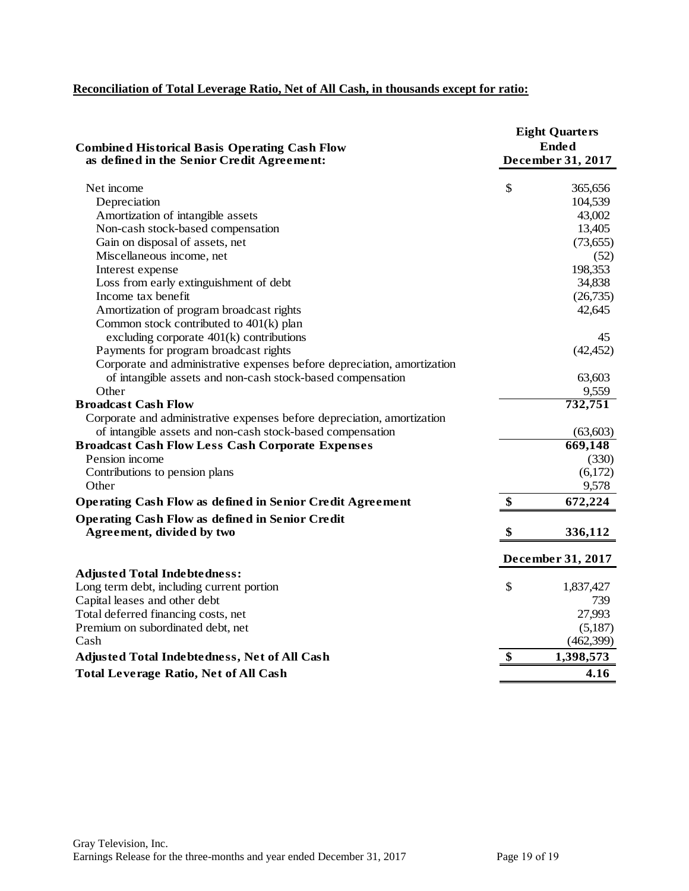**Reconciliation of Total Leverage Ratio, Net of All Cash, in thousands except for ratio:**

| **Combined Historical Basis Operating Cash Flow as defined in the Senior Credit Agreement:** | | **Eight Quarters Ended December 31, 2017** |
|---|---|---|
| Net income | $ | 365,656 |
| Depreciation | | 104,539 |
| Amortization of intangible assets | | 43,002 |
| Non-cash stock-based compensation | | 13,405 |
| Gain on disposal of assets, net | | (73,655) |
| Miscellaneous income, net | | (52) |
| Interest expense | | 198,353 |
| Loss from early extinguishment of debt | | 34,838 |
| Income tax benefit | | (26,735) |
| Amortization of program broadcast rights | | 42,645 |
| Common stock contributed to 401(k) plan excluding corporate 401(k) contributions | | 45 |
| Payments for program broadcast rights | | (42,452) |
| Corporate and administrative expenses before depreciation, amortization of intangible assets and non-cash stock-based compensation | | 63,603 |
| Other | | 9,559 |
| **Broadcast Cash Flow** | | **732,751** |
| Corporate and administrative expenses before depreciation, amortization of intangible assets and non-cash stock-based compensation | | (63,603) |
| **Broadcast Cash Flow Less Cash Corporate Expenses** | | **669,148** |
| Pension income | | (330) |
| Contributions to pension plans | | (6,172) |
| Other | | 9,578 |
| **Operating Cash Flow as defined in Senior Credit Agreement** | **$** | **672,224** |
| **Operating Cash Flow as defined in Senior Credit Agreement, divided by two** | **$** | **336,112** |
| | | **December 31, 2017** |
| **Adjusted Total Indebtedness:** | | |
| Long term debt, including current portion | $ | 1,837,427 |
| Capital leases and other debt | | 739 |
| Total deferred financing costs, net | | 27,993 |
| Premium on subordinated debt, net | | (5,187) |
| Cash | | (462,399) |
| **Adjusted Total Indebtedness, Net of All Cash** | **$** | **1,398,573** |
| **Total Leverage Ratio, Net of All Cash** | | **4.16** |

Gray Television, Inc.
Earnings Release for the three-months and year ended December 31, 2017